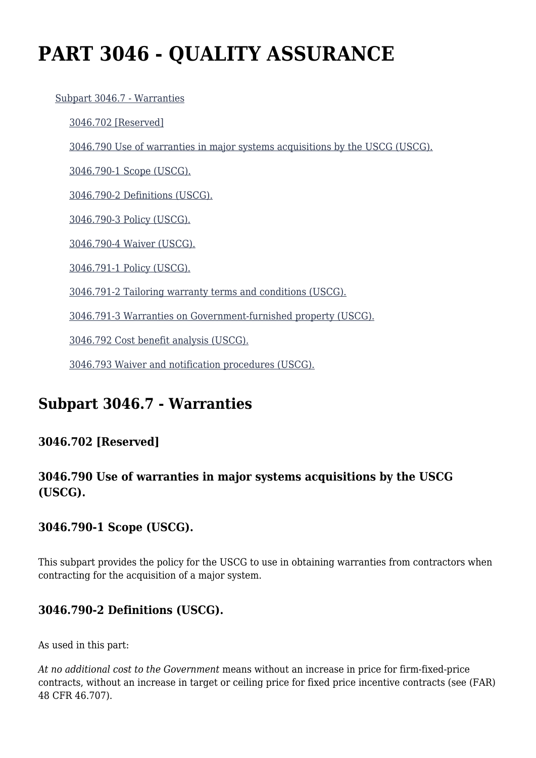# PART 3046 - QUALITY ASSURANCE

- Subpart 3046.7 - Warranties
  - 3046.702 [Reserved]
  - 3046.790 Use of warranties in major systems acquisitions by the USCG (USCG).
  - 3046.790-1 Scope (USCG).
  - 3046.790-2 Definitions (USCG).
  - 3046.790-3 Policy (USCG).
  - 3046.790-4 Waiver (USCG).
  - 3046.791-1 Policy (USCG).
  - 3046.791-2 Tailoring warranty terms and conditions (USCG).
  - 3046.791-3 Warranties on Government-furnished property (USCG).
  - 3046.792 Cost benefit analysis (USCG).
  - 3046.793 Waiver and notification procedures (USCG).

## Subpart 3046.7 - Warranties

### 3046.702 [Reserved]

### 3046.790 Use of warranties in major systems acquisitions by the USCG (USCG).

### 3046.790-1 Scope (USCG).

This subpart provides the policy for the USCG to use in obtaining warranties from contractors when contracting for the acquisition of a major system.

### 3046.790-2 Definitions (USCG).

As used in this part:

*At no additional cost to the Government* means without an increase in price for firm-fixed-price contracts, without an increase in target or ceiling price for fixed price incentive contracts (see (FAR) 48 CFR 46.707).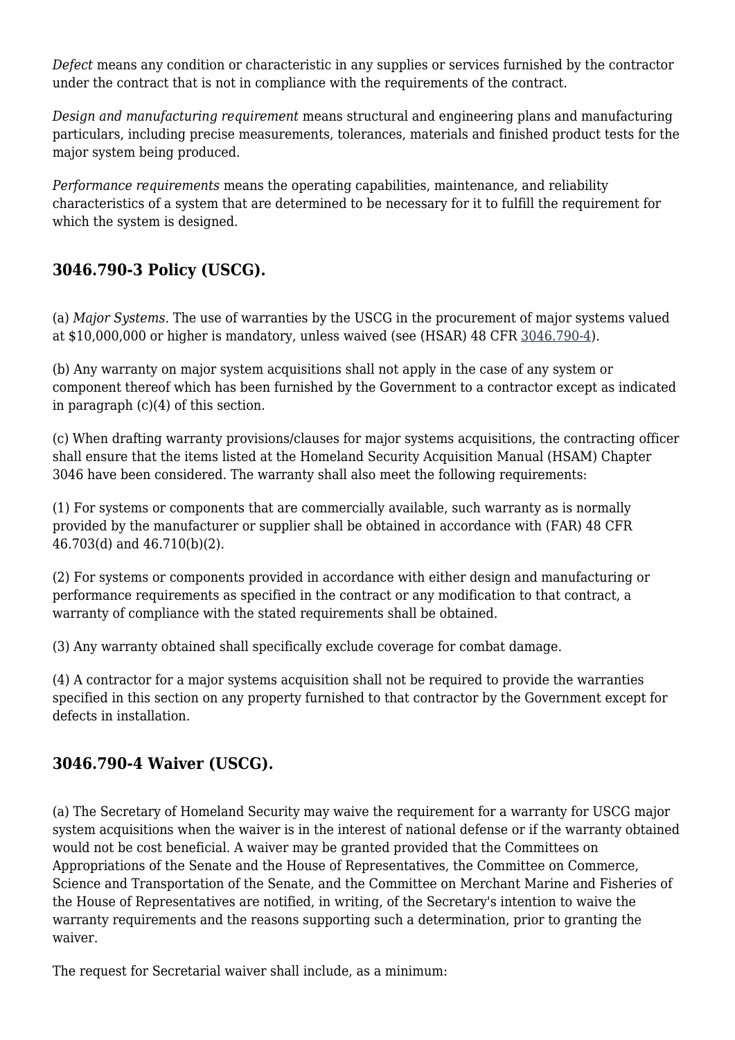*Defect* means any condition or characteristic in any supplies or services furnished by the contractor under the contract that is not in compliance with the requirements of the contract.

*Design and manufacturing requirement* means structural and engineering plans and manufacturing particulars, including precise measurements, tolerances, materials and finished product tests for the major system being produced.

*Performance requirements* means the operating capabilities, maintenance, and reliability characteristics of a system that are determined to be necessary for it to fulfill the requirement for which the system is designed.

## 3046.790-3 Policy (USCG).

(a) *Major Systems.* The use of warranties by the USCG in the procurement of major systems valued at $10,000,000 or higher is mandatory, unless waived (see (HSAR) 48 CFR 3046.790-4).

(b) Any warranty on major system acquisitions shall not apply in the case of any system or component thereof which has been furnished by the Government to a contractor except as indicated in paragraph (c)(4) of this section.

(c) When drafting warranty provisions/clauses for major systems acquisitions, the contracting officer shall ensure that the items listed at the Homeland Security Acquisition Manual (HSAM) Chapter 3046 have been considered. The warranty shall also meet the following requirements:

(1) For systems or components that are commercially available, such warranty as is normally provided by the manufacturer or supplier shall be obtained in accordance with (FAR) 48 CFR 46.703(d) and 46.710(b)(2).

(2) For systems or components provided in accordance with either design and manufacturing or performance requirements as specified in the contract or any modification to that contract, a warranty of compliance with the stated requirements shall be obtained.

(3) Any warranty obtained shall specifically exclude coverage for combat damage.

(4) A contractor for a major systems acquisition shall not be required to provide the warranties specified in this section on any property furnished to that contractor by the Government except for defects in installation.

## 3046.790-4 Waiver (USCG).

(a) The Secretary of Homeland Security may waive the requirement for a warranty for USCG major system acquisitions when the waiver is in the interest of national defense or if the warranty obtained would not be cost beneficial. A waiver may be granted provided that the Committees on Appropriations of the Senate and the House of Representatives, the Committee on Commerce, Science and Transportation of the Senate, and the Committee on Merchant Marine and Fisheries of the House of Representatives are notified, in writing, of the Secretary's intention to waive the warranty requirements and the reasons supporting such a determination, prior to granting the waiver.

The request for Secretarial waiver shall include, as a minimum: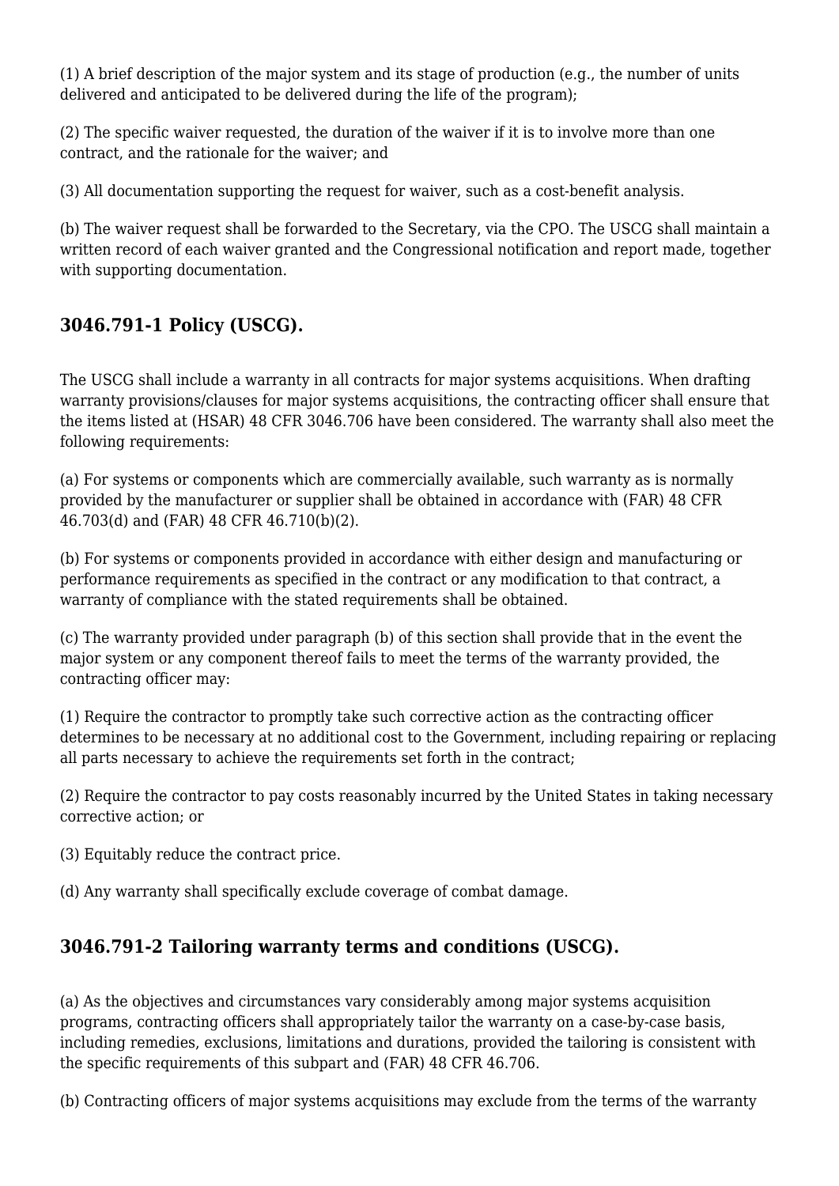(1) A brief description of the major system and its stage of production (e.g., the number of units delivered and anticipated to be delivered during the life of the program);

(2) The specific waiver requested, the duration of the waiver if it is to involve more than one contract, and the rationale for the waiver; and

(3) All documentation supporting the request for waiver, such as a cost-benefit analysis.

(b) The waiver request shall be forwarded to the Secretary, via the CPO. The USCG shall maintain a written record of each waiver granted and the Congressional notification and report made, together with supporting documentation.

### 3046.791-1 Policy (USCG).

The USCG shall include a warranty in all contracts for major systems acquisitions. When drafting warranty provisions/clauses for major systems acquisitions, the contracting officer shall ensure that the items listed at (HSAR) 48 CFR 3046.706 have been considered. The warranty shall also meet the following requirements:

(a) For systems or components which are commercially available, such warranty as is normally provided by the manufacturer or supplier shall be obtained in accordance with (FAR) 48 CFR 46.703(d) and (FAR) 48 CFR 46.710(b)(2).

(b) For systems or components provided in accordance with either design and manufacturing or performance requirements as specified in the contract or any modification to that contract, a warranty of compliance with the stated requirements shall be obtained.

(c) The warranty provided under paragraph (b) of this section shall provide that in the event the major system or any component thereof fails to meet the terms of the warranty provided, the contracting officer may:

(1) Require the contractor to promptly take such corrective action as the contracting officer determines to be necessary at no additional cost to the Government, including repairing or replacing all parts necessary to achieve the requirements set forth in the contract;

(2) Require the contractor to pay costs reasonably incurred by the United States in taking necessary corrective action; or

(3) Equitably reduce the contract price.

(d) Any warranty shall specifically exclude coverage of combat damage.

### 3046.791-2 Tailoring warranty terms and conditions (USCG).

(a) As the objectives and circumstances vary considerably among major systems acquisition programs, contracting officers shall appropriately tailor the warranty on a case-by-case basis, including remedies, exclusions, limitations and durations, provided the tailoring is consistent with the specific requirements of this subpart and (FAR) 48 CFR 46.706.

(b) Contracting officers of major systems acquisitions may exclude from the terms of the warranty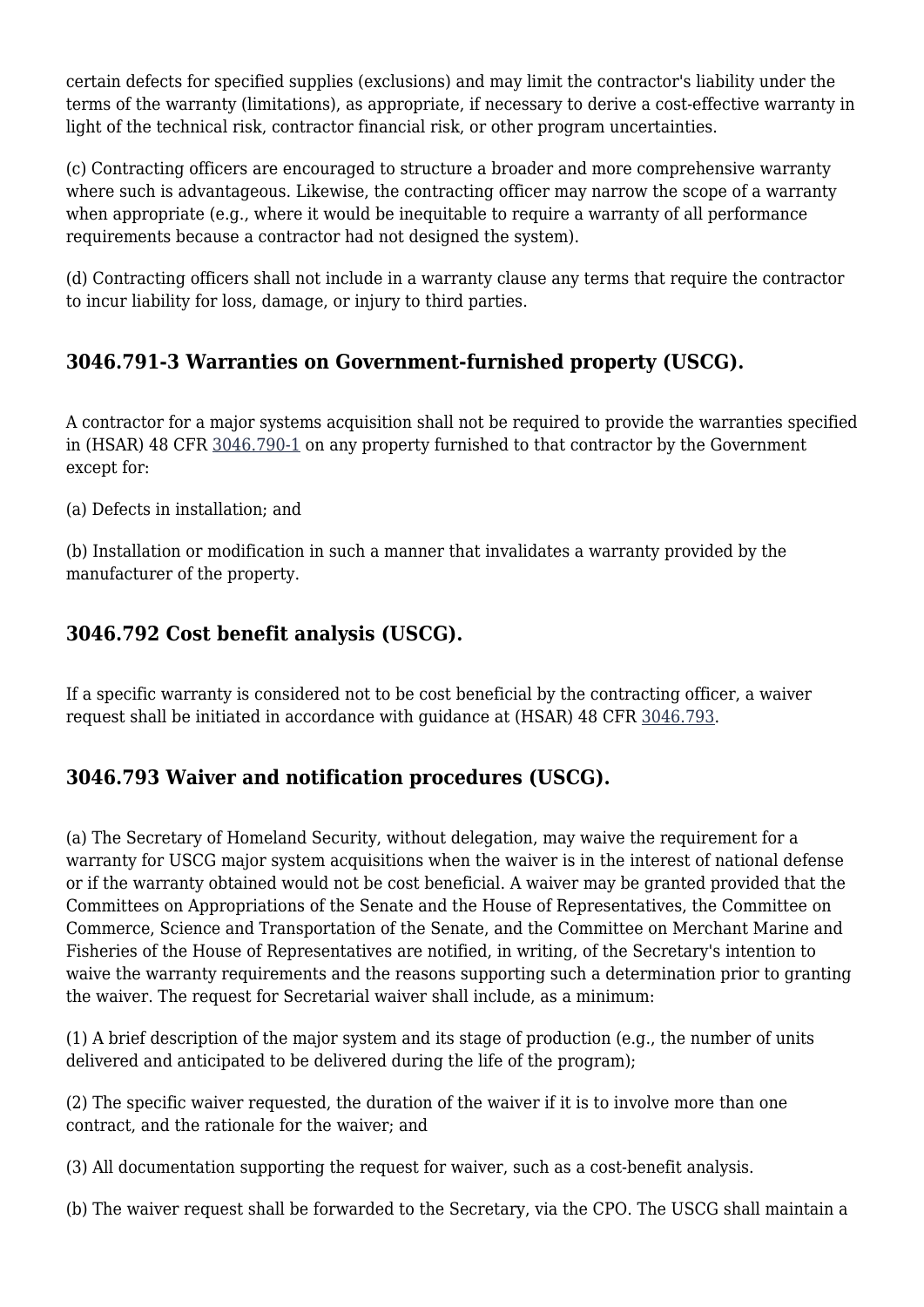certain defects for specified supplies (exclusions) and may limit the contractor's liability under the terms of the warranty (limitations), as appropriate, if necessary to derive a cost-effective warranty in light of the technical risk, contractor financial risk, or other program uncertainties.

(c) Contracting officers are encouraged to structure a broader and more comprehensive warranty where such is advantageous. Likewise, the contracting officer may narrow the scope of a warranty when appropriate (e.g., where it would be inequitable to require a warranty of all performance requirements because a contractor had not designed the system).

(d) Contracting officers shall not include in a warranty clause any terms that require the contractor to incur liability for loss, damage, or injury to third parties.

### 3046.791-3 Warranties on Government-furnished property (USCG).

A contractor for a major systems acquisition shall not be required to provide the warranties specified in (HSAR) 48 CFR 3046.790-1 on any property furnished to that contractor by the Government except for:

(a) Defects in installation; and

(b) Installation or modification in such a manner that invalidates a warranty provided by the manufacturer of the property.

### 3046.792 Cost benefit analysis (USCG).

If a specific warranty is considered not to be cost beneficial by the contracting officer, a waiver request shall be initiated in accordance with guidance at (HSAR) 48 CFR 3046.793.

### 3046.793 Waiver and notification procedures (USCG).

(a) The Secretary of Homeland Security, without delegation, may waive the requirement for a warranty for USCG major system acquisitions when the waiver is in the interest of national defense or if the warranty obtained would not be cost beneficial. A waiver may be granted provided that the Committees on Appropriations of the Senate and the House of Representatives, the Committee on Commerce, Science and Transportation of the Senate, and the Committee on Merchant Marine and Fisheries of the House of Representatives are notified, in writing, of the Secretary's intention to waive the warranty requirements and the reasons supporting such a determination prior to granting the waiver. The request for Secretarial waiver shall include, as a minimum:

(1) A brief description of the major system and its stage of production (e.g., the number of units delivered and anticipated to be delivered during the life of the program);

(2) The specific waiver requested, the duration of the waiver if it is to involve more than one contract, and the rationale for the waiver; and

(3) All documentation supporting the request for waiver, such as a cost-benefit analysis.

(b) The waiver request shall be forwarded to the Secretary, via the CPO. The USCG shall maintain a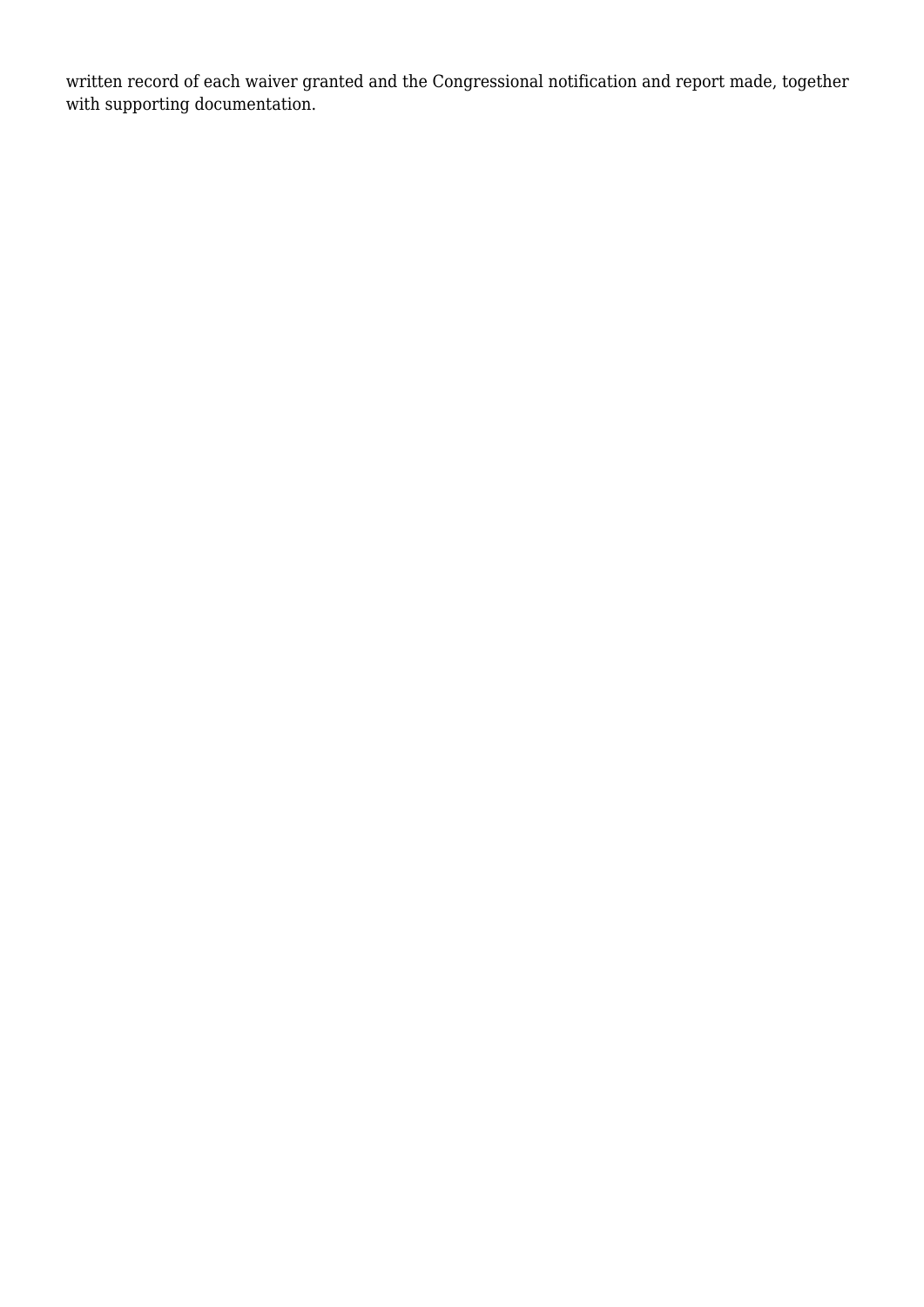written record of each waiver granted and the Congressional notification and report made, together with supporting documentation.